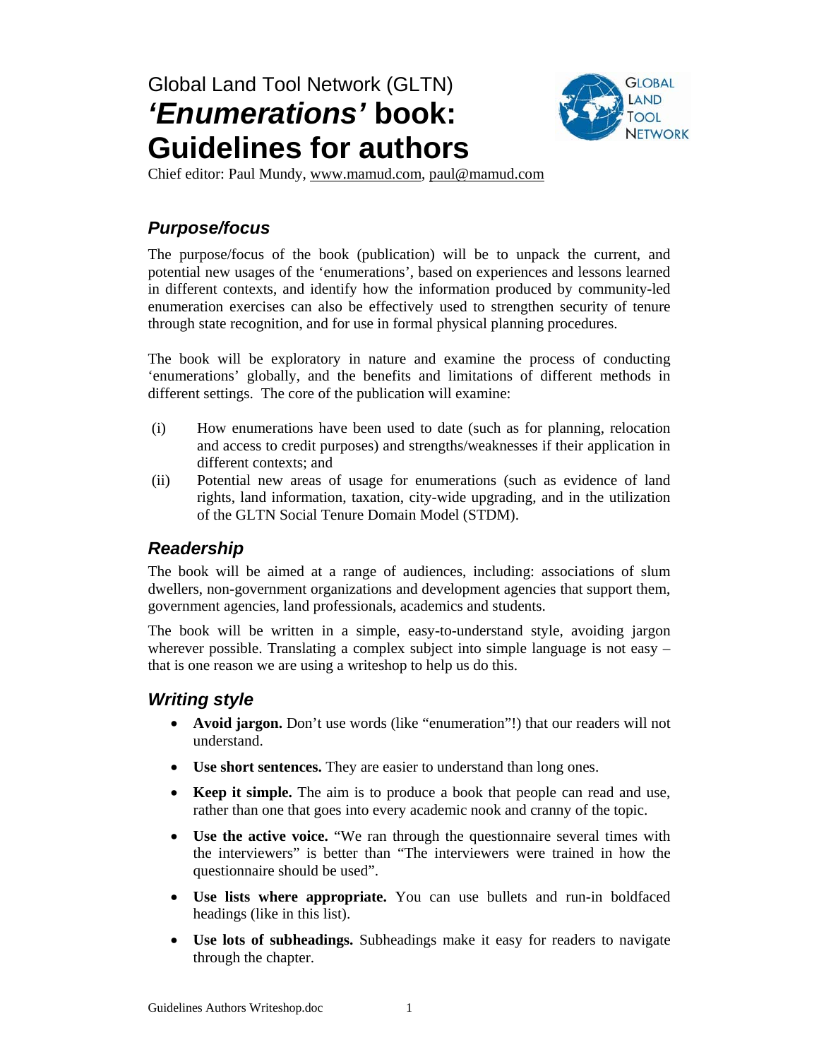Global Land Tool Network (GLTN)

# *'Enumerations'* book: Guidelines for authors

Chief editor: Paul Mundy, www.mamud.com, paul@mamud.com

## *Purpose/focus*

The purpose/focus of the book (publication) will be to unpack the current, and potential new usages of the 'enumerations', based on experiences and lessons learned in different contexts, and identify how the information produced by community-led enumeration exercises can also be effectively used to strengthen security of tenure through state recognition, and for use in formal physical planning procedures.

The book will be exploratory in nature and examine the process of conducting 'enumerations' globally, and the benefits and limitations of different methods in different settings. The core of the publication will examine:

(i) How enumerations have been used to date (such as for planning, relocation and access to credit purposes) and strengths/weaknesses if their application in different contexts; and

(ii) Potential new areas of usage for enumerations (such as evidence of land rights, land information, taxation, city-wide upgrading, and in the utilization of the GLTN Social Tenure Domain Model (STDM).

## *Readership*

The book will be aimed at a range of audiences, including: associations of slum dwellers, non-government organizations and development agencies that support them, government agencies, land professionals, academics and students.

The book will be written in a simple, easy-to-understand style, avoiding jargon wherever possible. Translating a complex subject into simple language is not easy – that is one reason we are using a writeshop to help us do this.

## *Writing style*

- **Avoid jargon.** Don't use words (like "enumeration"!) that our readers will not understand.
- **Use short sentences.** They are easier to understand than long ones.
- **Keep it simple.** The aim is to produce a book that people can read and use, rather than one that goes into every academic nook and cranny of the topic.
- **Use the active voice.** "We ran through the questionnaire several times with the interviewers" is better than "The interviewers were trained in how the questionnaire should be used".
- **Use lists where appropriate.** You can use bullets and run-in boldfaced headings (like in this list).
- **Use lots of subheadings.** Subheadings make it easy for readers to navigate through the chapter.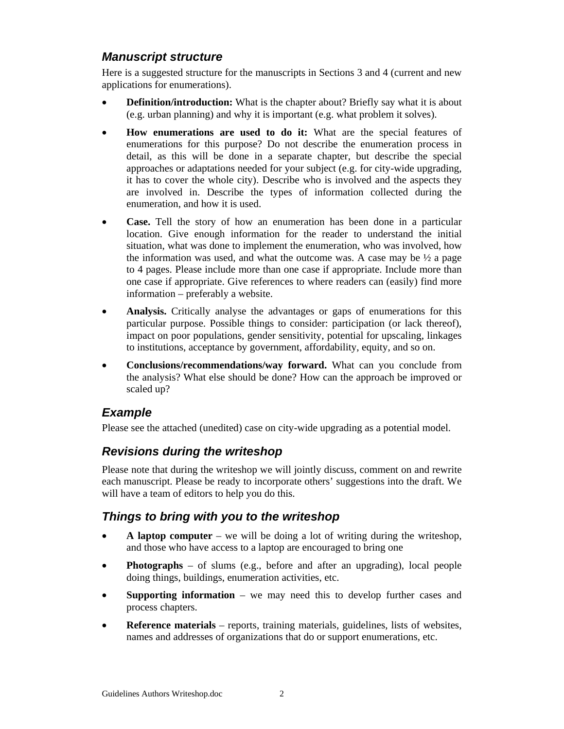## *Manuscript structure*

Here is a suggested structure for the manuscripts in Sections 3 and 4 (current and new applications for enumerations).

- **Definition/introduction:** What is the chapter about? Briefly say what it is about (e.g. urban planning) and why it is important (e.g. what problem it solves).
- **How enumerations are used to do it:** What are the special features of enumerations for this purpose? Do not describe the enumeration process in detail, as this will be done in a separate chapter, but describe the special approaches or adaptations needed for your subject (e.g. for city-wide upgrading, it has to cover the whole city). Describe who is involved and the aspects they are involved in. Describe the types of information collected during the enumeration, and how it is used.
- **Case.** Tell the story of how an enumeration has been done in a particular location. Give enough information for the reader to understand the initial situation, what was done to implement the enumeration, who was involved, how the information was used, and what the outcome was. A case may be ½ a page to 4 pages. Please include more than one case if appropriate. Include more than one case if appropriate. Give references to where readers can (easily) find more information – preferably a website.
- **Analysis.** Critically analyse the advantages or gaps of enumerations for this particular purpose. Possible things to consider: participation (or lack thereof), impact on poor populations, gender sensitivity, potential for upscaling, linkages to institutions, acceptance by government, affordability, equity, and so on.
- **Conclusions/recommendations/way forward.** What can you conclude from the analysis? What else should be done? How can the approach be improved or scaled up?

## *Example*

Please see the attached (unedited) case on city-wide upgrading as a potential model.

## *Revisions during the writeshop*

Please note that during the writeshop we will jointly discuss, comment on and rewrite each manuscript. Please be ready to incorporate others' suggestions into the draft. We will have a team of editors to help you do this.

## *Things to bring with you to the writeshop*

- **A laptop computer** – we will be doing a lot of writing during the writeshop, and those who have access to a laptop are encouraged to bring one
- **Photographs** – of slums (e.g., before and after an upgrading), local people doing things, buildings, enumeration activities, etc.
- **Supporting information** – we may need this to develop further cases and process chapters.
- **Reference materials** – reports, training materials, guidelines, lists of websites, names and addresses of organizations that do or support enumerations, etc.